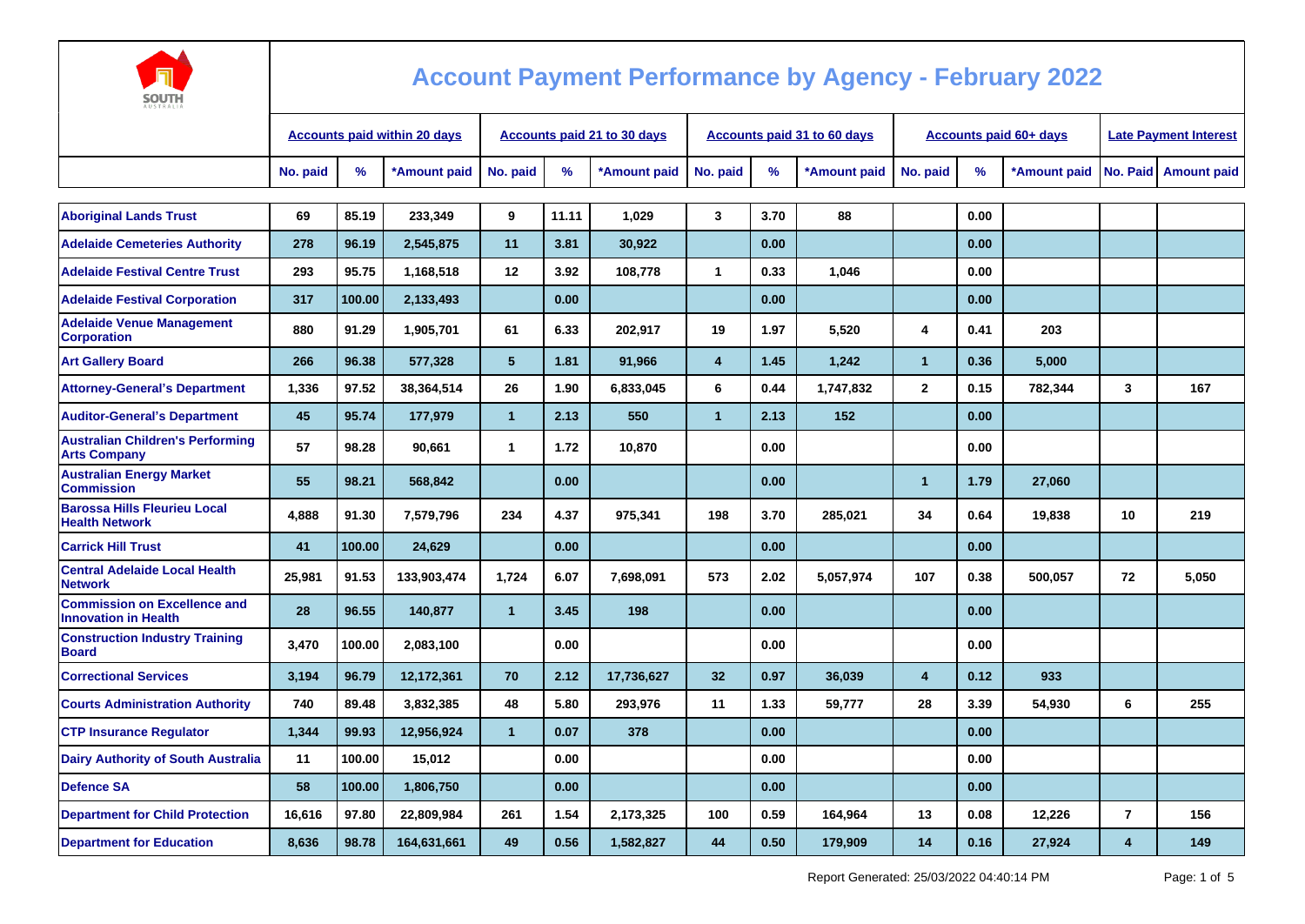# Account Payment Performance by Agency - February 2022

| | Accounts paid within 20 days | | | Accounts paid 21 to 30 days | | | Accounts paid 31 to 60 days | | | Accounts paid 60+ days | | | Late Payment Interest | |
|---|---|---|---|---|---|---|---|---|---|---|---|---|---|---|
| | No. paid | % | *Amount paid | No. paid | % | *Amount paid | No. paid | % | *Amount paid | No. paid | % | *Amount paid | No. Paid | Amount paid |
| Aboriginal Lands Trust | 69 | 85.19 | 233,349 | 9 | 11.11 | 1,029 | 3 | 3.70 | 88 | | 0.00 | | | |
| Adelaide Cemeteries Authority | 278 | 96.19 | 2,545,875 | 11 | 3.81 | 30,922 | | 0.00 | | | 0.00 | | | |
| Adelaide Festival Centre Trust | 293 | 95.75 | 1,168,518 | 12 | 3.92 | 108,778 | 1 | 0.33 | 1,046 | | 0.00 | | | |
| Adelaide Festival Corporation | 317 | 100.00 | 2,133,493 | | 0.00 | | | 0.00 | | | 0.00 | | | |
| Adelaide Venue Management Corporation | 880 | 91.29 | 1,905,701 | 61 | 6.33 | 202,917 | 19 | 1.97 | 5,520 | 4 | 0.41 | 203 | | |
| Art Gallery Board | 266 | 96.38 | 577,328 | 5 | 1.81 | 91,966 | 4 | 1.45 | 1,242 | 1 | 0.36 | 5,000 | | |
| Attorney-General's Department | 1,336 | 97.52 | 38,364,514 | 26 | 1.90 | 6,833,045 | 6 | 0.44 | 1,747,832 | 2 | 0.15 | 782,344 | 3 | 167 |
| Auditor-General's Department | 45 | 95.74 | 177,979 | 1 | 2.13 | 550 | 1 | 2.13 | 152 | | 0.00 | | | |
| Australian Children's Performing Arts Company | 57 | 98.28 | 90,661 | 1 | 1.72 | 10,870 | | 0.00 | | | 0.00 | | | |
| Australian Energy Market Commission | 55 | 98.21 | 568,842 | | 0.00 | | | 0.00 | | 1 | 1.79 | 27,060 | | |
| Barossa Hills Fleurieu Local Health Network | 4,888 | 91.30 | 7,579,796 | 234 | 4.37 | 975,341 | 198 | 3.70 | 285,021 | 34 | 0.64 | 19,838 | 10 | 219 |
| Carrick Hill Trust | 41 | 100.00 | 24,629 | | 0.00 | | | 0.00 | | | 0.00 | | | |
| Central Adelaide Local Health Network | 25,981 | 91.53 | 133,903,474 | 1,724 | 6.07 | 7,698,091 | 573 | 2.02 | 5,057,974 | 107 | 0.38 | 500,057 | 72 | 5,050 |
| Commission on Excellence and Innovation in Health | 28 | 96.55 | 140,877 | 1 | 3.45 | 198 | | 0.00 | | | 0.00 | | | |
| Construction Industry Training Board | 3,470 | 100.00 | 2,083,100 | | 0.00 | | | 0.00 | | | 0.00 | | | |
| Correctional Services | 3,194 | 96.79 | 12,172,361 | 70 | 2.12 | 17,736,627 | 32 | 0.97 | 36,039 | 4 | 0.12 | 933 | | |
| Courts Administration Authority | 740 | 89.48 | 3,832,385 | 48 | 5.80 | 293,976 | 11 | 1.33 | 59,777 | 28 | 3.39 | 54,930 | 6 | 255 |
| CTP Insurance Regulator | 1,344 | 99.93 | 12,956,924 | 1 | 0.07 | 378 | | 0.00 | | | 0.00 | | | |
| Dairy Authority of South Australia | 11 | 100.00 | 15,012 | | 0.00 | | | 0.00 | | | 0.00 | | | |
| Defence SA | 58 | 100.00 | 1,806,750 | | 0.00 | | | 0.00 | | | 0.00 | | | |
| Department for Child Protection | 16,616 | 97.80 | 22,809,984 | 261 | 1.54 | 2,173,325 | 100 | 0.59 | 164,964 | 13 | 0.08 | 12,226 | 7 | 156 |
| Department for Education | 8,636 | 98.78 | 164,631,661 | 49 | 0.56 | 1,582,827 | 44 | 0.50 | 179,909 | 14 | 0.16 | 27,924 | 4 | 149 |

Report Generated: 25/03/2022 04:40:14 PM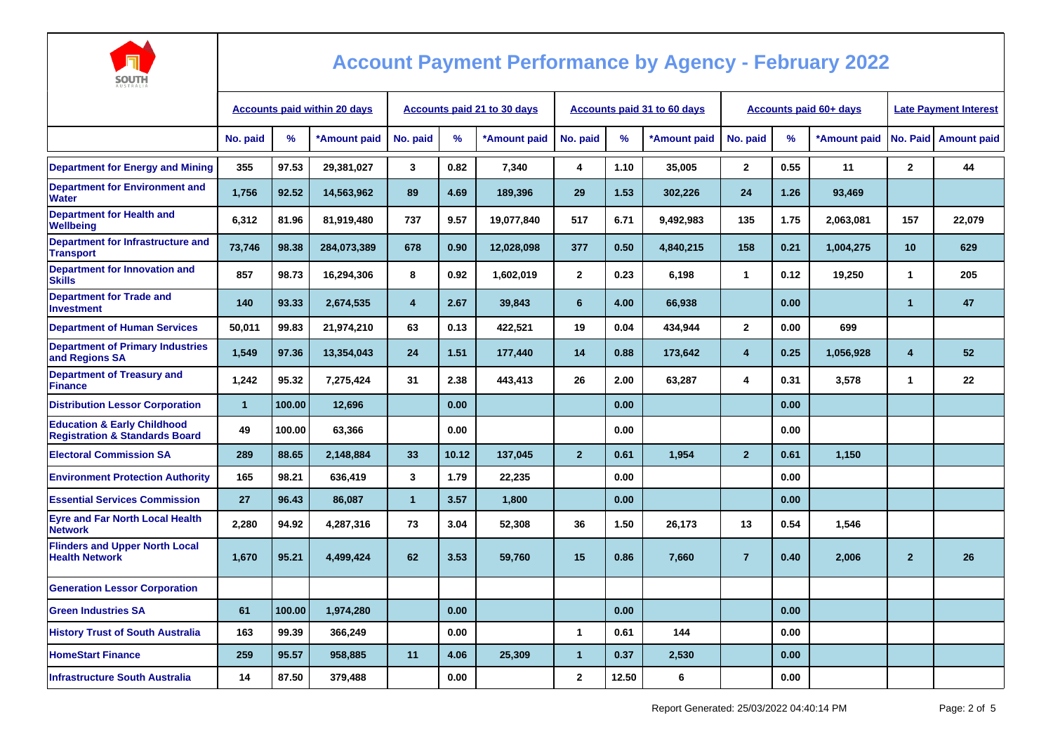# Account Payment Performance by Agency - February 2022

| | Accounts paid within 20 days | | | Accounts paid 21 to 30 days | | | Accounts paid 31 to 60 days | | | Accounts paid 60+ days | | | Late Payment Interest | |
|---|---|---|---|---|---|---|---|---|---|---|---|---|---|---|
| | No. paid | % | *Amount paid | No. paid | % | *Amount paid | No. paid | % | *Amount paid | No. paid | % | *Amount paid | No. Paid | Amount paid |
| Department for Energy and Mining | 355 | 97.53 | 29,381,027 | 3 | 0.82 | 7,340 | 4 | 1.10 | 35,005 | 2 | 0.55 | 11 | 2 | 44 |
| Department for Environment and Water | 1,756 | 92.52 | 14,563,962 | 89 | 4.69 | 189,396 | 29 | 1.53 | 302,226 | 24 | 1.26 | 93,469 | | |
| Department for Health and Wellbeing | 6,312 | 81.96 | 81,919,480 | 737 | 9.57 | 19,077,840 | 517 | 6.71 | 9,492,983 | 135 | 1.75 | 2,063,081 | 157 | 22,079 |
| Department for Infrastructure and Transport | 73,746 | 98.38 | 284,073,389 | 678 | 0.90 | 12,028,098 | 377 | 0.50 | 4,840,215 | 158 | 0.21 | 1,004,275 | 10 | 629 |
| Department for Innovation and Skills | 857 | 98.73 | 16,294,306 | 8 | 0.92 | 1,602,019 | 2 | 0.23 | 6,198 | 1 | 0.12 | 19,250 | 1 | 205 |
| Department for Trade and Investment | 140 | 93.33 | 2,674,535 | 4 | 2.67 | 39,843 | 6 | 4.00 | 66,938 | | 0.00 | | 1 | 47 |
| Department of Human Services | 50,011 | 99.83 | 21,974,210 | 63 | 0.13 | 422,521 | 19 | 0.04 | 434,944 | 2 | 0.00 | 699 | | |
| Department of Primary Industries and Regions SA | 1,549 | 97.36 | 13,354,043 | 24 | 1.51 | 177,440 | 14 | 0.88 | 173,642 | 4 | 0.25 | 1,056,928 | 4 | 52 |
| Department of Treasury and Finance | 1,242 | 95.32 | 7,275,424 | 31 | 2.38 | 443,413 | 26 | 2.00 | 63,287 | 4 | 0.31 | 3,578 | 1 | 22 |
| Distribution Lessor Corporation | 1 | 100.00 | 12,696 | | 0.00 | | | 0.00 | | | 0.00 | | | |
| Education & Early Childhood Registration & Standards Board | 49 | 100.00 | 63,366 | | 0.00 | | | 0.00 | | | 0.00 | | | |
| Electoral Commission SA | 289 | 88.65 | 2,148,884 | 33 | 10.12 | 137,045 | 2 | 0.61 | 1,954 | 2 | 0.61 | 1,150 | | |
| Environment Protection Authority | 165 | 98.21 | 636,419 | 3 | 1.79 | 22,235 | | 0.00 | | | 0.00 | | | |
| Essential Services Commission | 27 | 96.43 | 86,087 | 1 | 3.57 | 1,800 | | 0.00 | | | 0.00 | | | |
| Eyre and Far North Local Health Network | 2,280 | 94.92 | 4,287,316 | 73 | 3.04 | 52,308 | 36 | 1.50 | 26,173 | 13 | 0.54 | 1,546 | | |
| Flinders and Upper North Local Health Network | 1,670 | 95.21 | 4,499,424 | 62 | 3.53 | 59,760 | 15 | 0.86 | 7,660 | 7 | 0.40 | 2,006 | 2 | 26 |
| Generation Lessor Corporation | | | | | | | | | | | | | | |
| Green Industries SA | 61 | 100.00 | 1,974,280 | | 0.00 | | | 0.00 | | | 0.00 | | | |
| History Trust of South Australia | 163 | 99.39 | 366,249 | | 0.00 | | 1 | 0.61 | 144 | | 0.00 | | | |
| HomeStart Finance | 259 | 95.57 | 958,885 | 11 | 4.06 | 25,309 | 1 | 0.37 | 2,530 | | 0.00 | | | |
| Infrastructure South Australia | 14 | 87.50 | 379,488 | | 0.00 | | 2 | 12.50 | 6 | | 0.00 | | | |

Report Generated: 25/03/2022 04:40:14 PM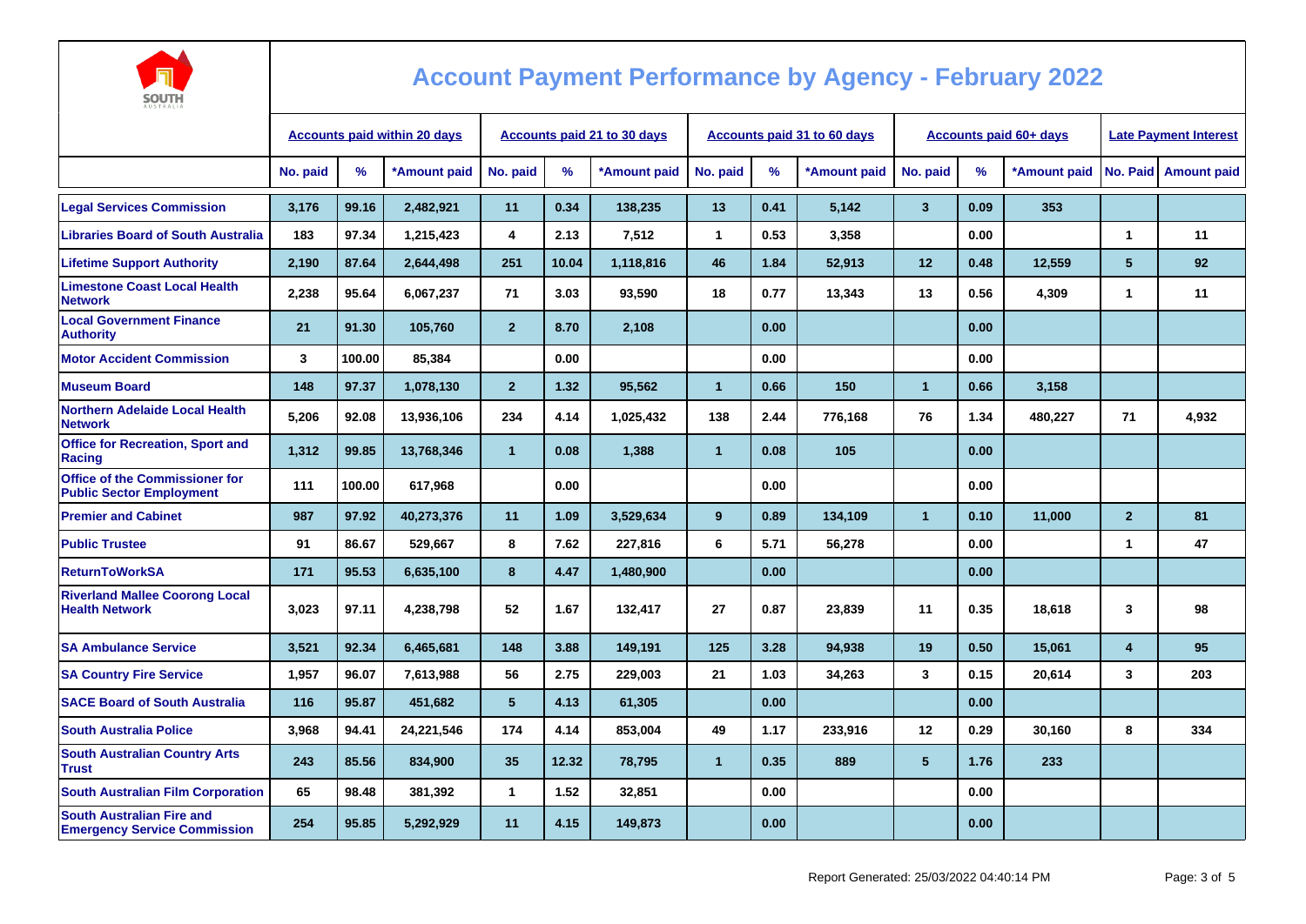# Account Payment Performance by Agency - February 2022

| | Accounts paid within 20 days | | | Accounts paid 21 to 30 days | | | Accounts paid 31 to 60 days | | | Accounts paid 60+ days | | | Late Payment Interest | |
|---|---|---|---|---|---|---|---|---|---|---|---|---|---|---|
| | No. paid | % | *Amount paid | No. paid | % | *Amount paid | No. paid | % | *Amount paid | No. paid | % | *Amount paid | No. Paid | Amount paid |
| Legal Services Commission | 3,176 | 99.16 | 2,482,921 | 11 | 0.34 | 138,235 | 13 | 0.41 | 5,142 | 3 | 0.09 | 353 | | |
| Libraries Board of South Australia | 183 | 97.34 | 1,215,423 | 4 | 2.13 | 7,512 | 1 | 0.53 | 3,358 | | 0.00 | | 1 | 11 |
| Lifetime Support Authority | 2,190 | 87.64 | 2,644,498 | 251 | 10.04 | 1,118,816 | 46 | 1.84 | 52,913 | 12 | 0.48 | 12,559 | 5 | 92 |
| Limestone Coast Local Health Network | 2,238 | 95.64 | 6,067,237 | 71 | 3.03 | 93,590 | 18 | 0.77 | 13,343 | 13 | 0.56 | 4,309 | 1 | 11 |
| Local Government Finance Authority | 21 | 91.30 | 105,760 | 2 | 8.70 | 2,108 | | 0.00 | | | 0.00 | | | |
| Motor Accident Commission | 3 | 100.00 | 85,384 | | 0.00 | | | 0.00 | | | 0.00 | | | |
| Museum Board | 148 | 97.37 | 1,078,130 | 2 | 1.32 | 95,562 | 1 | 0.66 | 150 | 1 | 0.66 | 3,158 | | |
| Northern Adelaide Local Health Network | 5,206 | 92.08 | 13,936,106 | 234 | 4.14 | 1,025,432 | 138 | 2.44 | 776,168 | 76 | 1.34 | 480,227 | 71 | 4,932 |
| Office for Recreation, Sport and Racing | 1,312 | 99.85 | 13,768,346 | 1 | 0.08 | 1,388 | 1 | 0.08 | 105 | | 0.00 | | | |
| Office of the Commissioner for Public Sector Employment | 111 | 100.00 | 617,968 | | 0.00 | | | 0.00 | | | 0.00 | | | |
| Premier and Cabinet | 987 | 97.92 | 40,273,376 | 11 | 1.09 | 3,529,634 | 9 | 0.89 | 134,109 | 1 | 0.10 | 11,000 | 2 | 81 |
| Public Trustee | 91 | 86.67 | 529,667 | 8 | 7.62 | 227,816 | 6 | 5.71 | 56,278 | | 0.00 | | 1 | 47 |
| ReturnToWorkSA | 171 | 95.53 | 6,635,100 | 8 | 4.47 | 1,480,900 | | 0.00 | | | 0.00 | | | |
| Riverland Mallee Coorong Local Health Network | 3,023 | 97.11 | 4,238,798 | 52 | 1.67 | 132,417 | 27 | 0.87 | 23,839 | 11 | 0.35 | 18,618 | 3 | 98 |
| SA Ambulance Service | 3,521 | 92.34 | 6,465,681 | 148 | 3.88 | 149,191 | 125 | 3.28 | 94,938 | 19 | 0.50 | 15,061 | 4 | 95 |
| SA Country Fire Service | 1,957 | 96.07 | 7,613,988 | 56 | 2.75 | 229,003 | 21 | 1.03 | 34,263 | 3 | 0.15 | 20,614 | 3 | 203 |
| SACE Board of South Australia | 116 | 95.87 | 451,682 | 5 | 4.13 | 61,305 | | 0.00 | | | 0.00 | | | |
| South Australia Police | 3,968 | 94.41 | 24,221,546 | 174 | 4.14 | 853,004 | 49 | 1.17 | 233,916 | 12 | 0.29 | 30,160 | 8 | 334 |
| South Australian Country Arts Trust | 243 | 85.56 | 834,900 | 35 | 12.32 | 78,795 | 1 | 0.35 | 889 | 5 | 1.76 | 233 | | |
| South Australian Film Corporation | 65 | 98.48 | 381,392 | 1 | 1.52 | 32,851 | | 0.00 | | | 0.00 | | | |
| South Australian Fire and Emergency Service Commission | 254 | 95.85 | 5,292,929 | 11 | 4.15 | 149,873 | | 0.00 | | | 0.00 | | | |

Report Generated: 25/03/2022 04:40:14 PM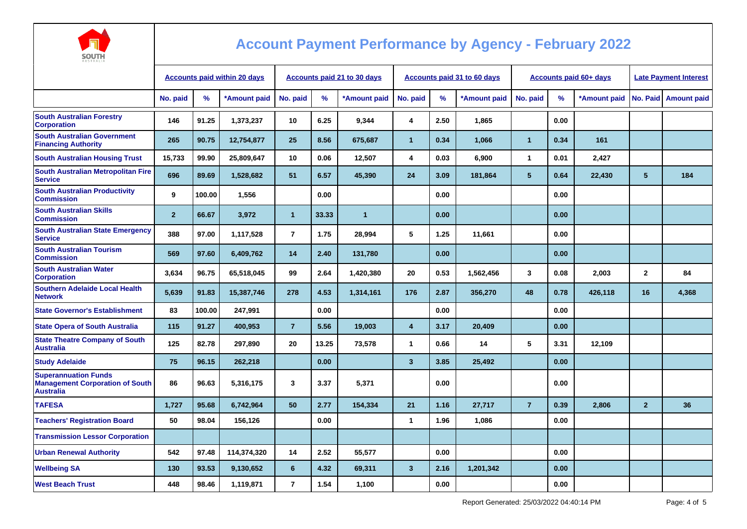# Account Payment Performance by Agency - February 2022

| | Accounts paid within 20 days | | | Accounts paid 21 to 30 days | | | Accounts paid 31 to 60 days | | | Accounts paid 60+ days | | | Late Payment Interest | |
|---|---|---|---|---|---|---|---|---|---|---|---|---|---|---|
| | No. paid | % | *Amount paid | No. paid | % | *Amount paid | No. paid | % | *Amount paid | No. paid | % | *Amount paid | No. Paid | Amount paid |
| South Australian Forestry Corporation | 146 | 91.25 | 1,373,237 | 10 | 6.25 | 9,344 | 4 | 2.50 | 1,865 | | 0.00 | | | |
| South Australian Government Financing Authority | 265 | 90.75 | 12,754,877 | 25 | 8.56 | 675,687 | 1 | 0.34 | 1,066 | 1 | 0.34 | 161 | | |
| South Australian Housing Trust | 15,733 | 99.90 | 25,809,647 | 10 | 0.06 | 12,507 | 4 | 0.03 | 6,900 | 1 | 0.01 | 2,427 | | |
| South Australian Metropolitan Fire Service | 696 | 89.69 | 1,528,682 | 51 | 6.57 | 45,390 | 24 | 3.09 | 181,864 | 5 | 0.64 | 22,430 | 5 | 184 |
| South Australian Productivity Commission | 9 | 100.00 | 1,556 | | 0.00 | | | 0.00 | | | 0.00 | | | |
| South Australian Skills Commission | 2 | 66.67 | 3,972 | 1 | 33.33 | 1 | | 0.00 | | | 0.00 | | | |
| South Australian State Emergency Service | 388 | 97.00 | 1,117,528 | 7 | 1.75 | 28,994 | 5 | 1.25 | 11,661 | | 0.00 | | | |
| South Australian Tourism Commission | 569 | 97.60 | 6,409,762 | 14 | 2.40 | 131,780 | | 0.00 | | | 0.00 | | | |
| South Australian Water Corporation | 3,634 | 96.75 | 65,518,045 | 99 | 2.64 | 1,420,380 | 20 | 0.53 | 1,562,456 | 3 | 0.08 | 2,003 | 2 | 84 |
| Southern Adelaide Local Health Network | 5,639 | 91.83 | 15,387,746 | 278 | 4.53 | 1,314,161 | 176 | 2.87 | 356,270 | 48 | 0.78 | 426,118 | 16 | 4,368 |
| State Governor's Establishment | 83 | 100.00 | 247,991 | | 0.00 | | | 0.00 | | | 0.00 | | | |
| State Opera of South Australia | 115 | 91.27 | 400,953 | 7 | 5.56 | 19,003 | 4 | 3.17 | 20,409 | | 0.00 | | | |
| State Theatre Company of South Australia | 125 | 82.78 | 297,890 | 20 | 13.25 | 73,578 | 1 | 0.66 | 14 | 5 | 3.31 | 12,109 | | |
| Study Adelaide | 75 | 96.15 | 262,218 | | 0.00 | | 3 | 3.85 | 25,492 | | 0.00 | | | |
| Superannuation Funds Management Corporation of South Australia | 86 | 96.63 | 5,316,175 | 3 | 3.37 | 5,371 | | 0.00 | | | 0.00 | | | |
| TAFESA | 1,727 | 95.68 | 6,742,964 | 50 | 2.77 | 154,334 | 21 | 1.16 | 27,717 | 7 | 0.39 | 2,806 | 2 | 36 |
| Teachers' Registration Board | 50 | 98.04 | 156,126 | | 0.00 | | 1 | 1.96 | 1,086 | | 0.00 | | | |
| Transmission Lessor Corporation | | | | | | | | | | | | | | |
| Urban Renewal Authority | 542 | 97.48 | 114,374,320 | 14 | 2.52 | 55,577 | | 0.00 | | | 0.00 | | | |
| Wellbeing SA | 130 | 93.53 | 9,130,652 | 6 | 4.32 | 69,311 | 3 | 2.16 | 1,201,342 | | 0.00 | | | |
| West Beach Trust | 448 | 98.46 | 1,119,871 | 7 | 1.54 | 1,100 | | 0.00 | | | 0.00 | | | |

Report Generated: 25/03/2022 04:40:14 PM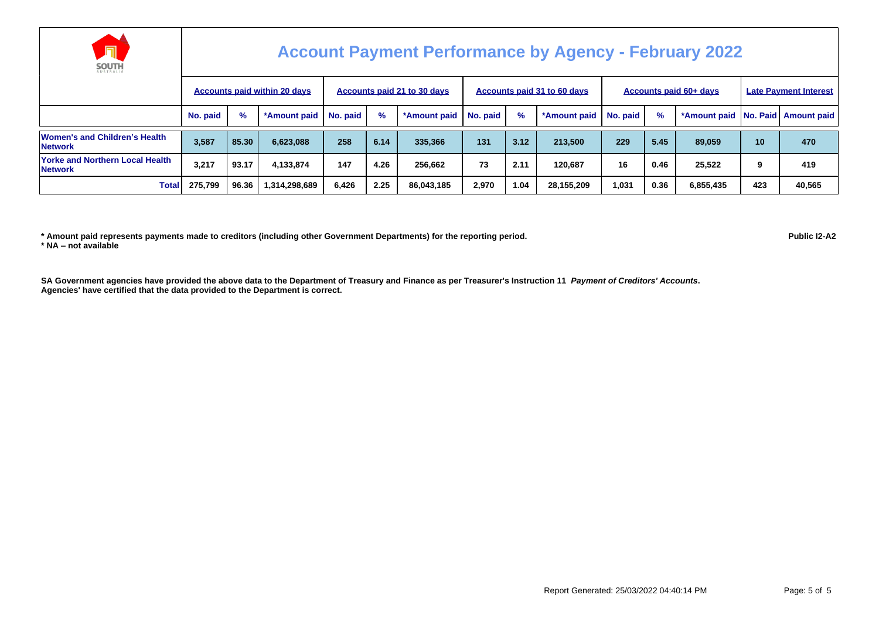# Account Payment Performance by Agency - February 2022

| | Accounts paid within 20 days | | | Accounts paid 21 to 30 days | | | Accounts paid 31 to 60 days | | | Accounts paid 60+ days | | | Late Payment Interest | |
|---|---|---|---|---|---|---|---|---|---|---|---|---|---|---|
| | No. paid | % | *Amount paid | No. paid | % | *Amount paid | No. paid | % | *Amount paid | No. paid | % | *Amount paid | No. Paid | Amount paid |
| Women's and Children's Health Network | 3,587 | 85.30 | 6,623,088 | 258 | 6.14 | 335,366 | 131 | 3.12 | 213,500 | 229 | 5.45 | 89,059 | 10 | 470 |
| Yorke and Northern Local Health Network | 3,217 | 93.17 | 4,133,874 | 147 | 4.26 | 256,662 | 73 | 2.11 | 120,687 | 16 | 0.46 | 25,522 | 9 | 419 |
| Total | 275,799 | 96.36 | 1,314,298,689 | 6,426 | 2.25 | 86,043,185 | 2,970 | 1.04 | 28,155,209 | 1,031 | 0.36 | 6,855,435 | 423 | 40,565 |

**\* Amount paid represents payments made to creditors (including other Government Departments) for the reporting period.**
**\* NA – not available**

**Public I2-A2**

**SA Government agencies have provided the above data to the Department of Treasury and Finance as per Treasurer's Instruction 11 *Payment of Creditors' Accounts*.**
**Agencies' have certified that the data provided to the Department is correct.**

Report Generated: 25/03/2022 04:40:14 PM